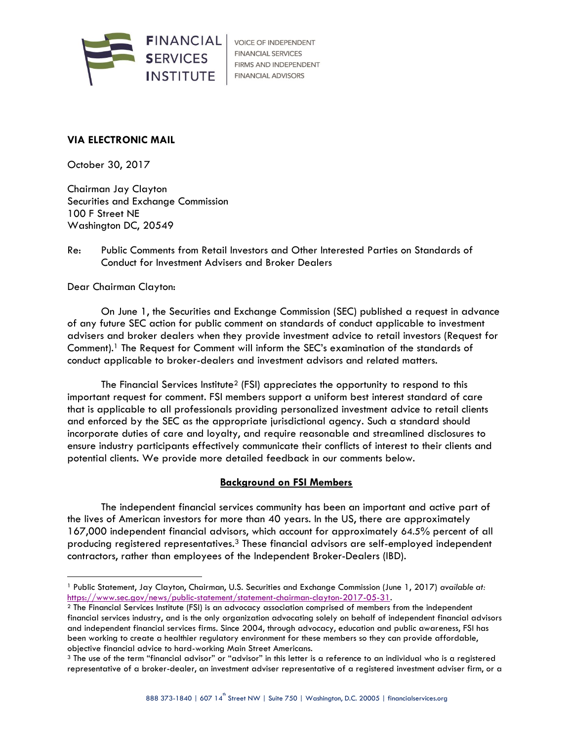FINANCIAL SERVICES INSTITUTE | VOICE OF INDEPENDENT FINANCIAL SERVICES FIRMS AND INDEPENDENT FINANCIAL ADVISORS

**VIA ELECTRONIC MAIL**

October 30, 2017

Chairman Jay Clayton
Securities and Exchange Commission
100 F Street NE
Washington DC, 20549

Re: Public Comments from Retail Investors and Other Interested Parties on Standards of Conduct for Investment Advisers and Broker Dealers

Dear Chairman Clayton:

On June 1, the Securities and Exchange Commission (SEC) published a request in advance of any future SEC action for public comment on standards of conduct applicable to investment advisers and broker dealers when they provide investment advice to retail investors (Request for Comment).[1] The Request for Comment will inform the SEC's examination of the standards of conduct applicable to broker-dealers and investment advisors and related matters.

The Financial Services Institute[2] (FSI) appreciates the opportunity to respond to this important request for comment. FSI members support a uniform best interest standard of care that is applicable to all professionals providing personalized investment advice to retail clients and enforced by the SEC as the appropriate jurisdictional agency. Such a standard should incorporate duties of care and loyalty, and require reasonable and streamlined disclosures to ensure industry participants effectively communicate their conflicts of interest to their clients and potential clients. We provide more detailed feedback in our comments below.

## Background on FSI Members

The independent financial services community has been an important and active part of the lives of American investors for more than 40 years. In the US, there are approximately 167,000 independent financial advisors, which account for approximately 64.5% percent of all producing registered representatives.[3] These financial advisors are self-employed independent contractors, rather than employees of the Independent Broker-Dealers (IBD).

---

[1] Public Statement, Jay Clayton, Chairman, U.S. Securities and Exchange Commission (June 1, 2017) *available at:* https://www.sec.gov/news/public-statement/statement-chairman-clayton-2017-05-31.

[2] The Financial Services Institute (FSI) is an advocacy association comprised of members from the independent financial services industry, and is the only organization advocating solely on behalf of independent financial advisors and independent financial services firms. Since 2004, through advocacy, education and public awareness, FSI has been working to create a healthier regulatory environment for these members so they can provide affordable, objective financial advice to hard-working Main Street Americans.

[3] The use of the term "financial advisor" or "advisor" in this letter is a reference to an individual who is a registered representative of a broker-dealer, an investment adviser representative of a registered investment adviser firm, or a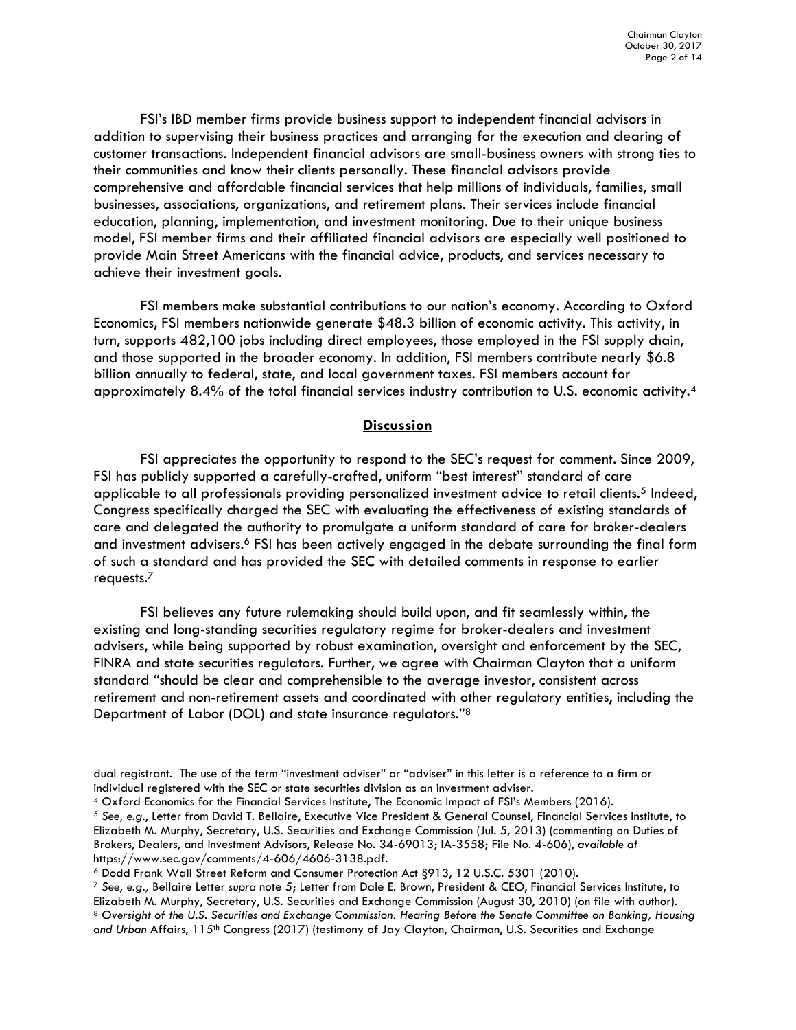FSI's IBD member firms provide business support to independent financial advisors in addition to supervising their business practices and arranging for the execution and clearing of customer transactions. Independent financial advisors are small-business owners with strong ties to their communities and know their clients personally. These financial advisors provide comprehensive and affordable financial services that help millions of individuals, families, small businesses, associations, organizations, and retirement plans. Their services include financial education, planning, implementation, and investment monitoring. Due to their unique business model, FSI member firms and their affiliated financial advisors are especially well positioned to provide Main Street Americans with the financial advice, products, and services necessary to achieve their investment goals.

FSI members make substantial contributions to our nation's economy. According to Oxford Economics, FSI members nationwide generate $48.3 billion of economic activity. This activity, in turn, supports 482,100 jobs including direct employees, those employed in the FSI supply chain, and those supported in the broader economy. In addition, FSI members contribute nearly $6.8 billion annually to federal, state, and local government taxes. FSI members account for approximately 8.4% of the total financial services industry contribution to U.S. economic activity.[4]

## **Discussion**

FSI appreciates the opportunity to respond to the SEC's request for comment. Since 2009, FSI has publicly supported a carefully-crafted, uniform "best interest" standard of care applicable to all professionals providing personalized investment advice to retail clients.[5] Indeed, Congress specifically charged the SEC with evaluating the effectiveness of existing standards of care and delegated the authority to promulgate a uniform standard of care for broker-dealers and investment advisers.[6] FSI has been actively engaged in the debate surrounding the final form of such a standard and has provided the SEC with detailed comments in response to earlier requests.[7]

FSI believes any future rulemaking should build upon, and fit seamlessly within, the existing and long-standing securities regulatory regime for broker-dealers and investment advisers, while being supported by robust examination, oversight and enforcement by the SEC, FINRA and state securities regulators. Further, we agree with Chairman Clayton that a uniform standard "should be clear and comprehensible to the average investor, consistent across retirement and non-retirement assets and coordinated with other regulatory entities, including the Department of Labor (DOL) and state insurance regulators."[8]

---

dual registrant. The use of the term "investment adviser" or "adviser" in this letter is a reference to a firm or individual registered with the SEC or state securities division as an investment adviser.

[4] Oxford Economics for the Financial Services Institute, The Economic Impact of FSI's Members (2016).

[5] *See, e.g.*, Letter from David T. Bellaire, Executive Vice President & General Counsel, Financial Services Institute, to Elizabeth M. Murphy, Secretary, U.S. Securities and Exchange Commission (Jul. 5, 2013) (commenting on Duties of Brokers, Dealers, and Investment Advisors, Release No. 34-69013; IA-3558; File No. 4-606), *available at* https://www.sec.gov/comments/4-606/4606-3138.pdf.

[6] Dodd Frank Wall Street Reform and Consumer Protection Act §913, 12 U.S.C. 5301 (2010).

[7] *See, e.g.*, Bellaire Letter *supra* note 5; Letter from Dale E. Brown, President & CEO, Financial Services Institute, to Elizabeth M. Murphy, Secretary, U.S. Securities and Exchange Commission (August 30, 2010) (on file with author).

[8] *Oversight of the U.S. Securities and Exchange Commission: Hearing Before the Senate Committee on Banking, Housing and Urban* Affairs, 115th Congress (2017) (testimony of Jay Clayton, Chairman, U.S. Securities and Exchange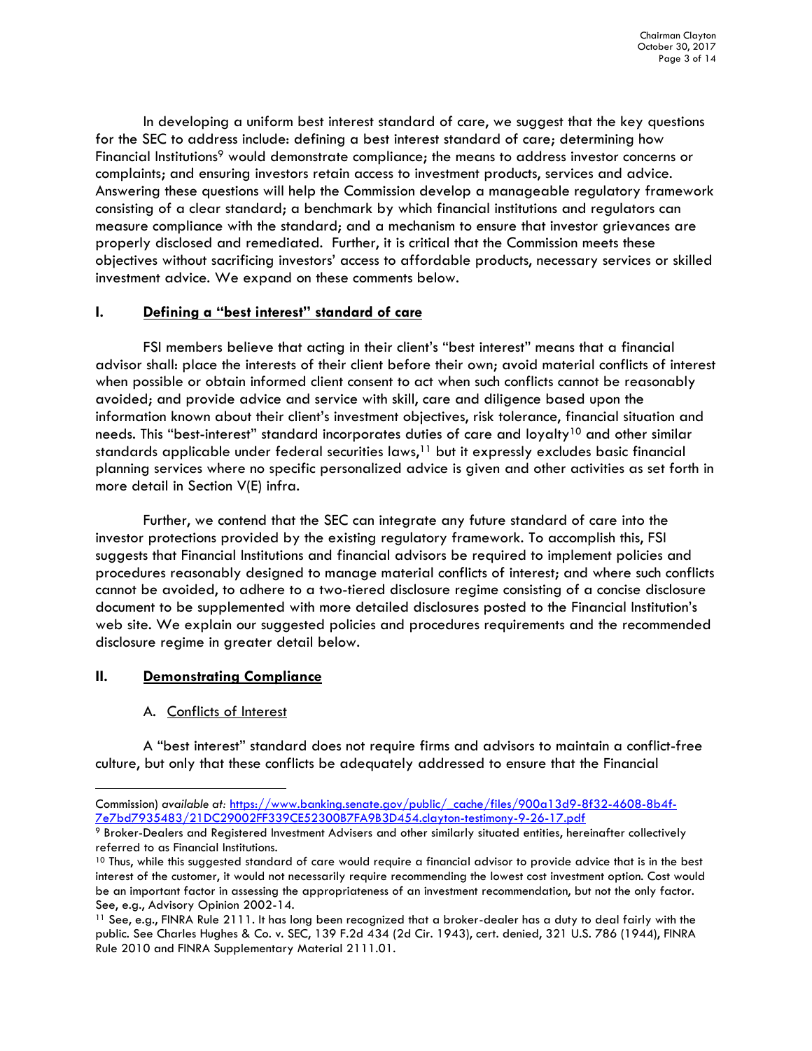In developing a uniform best interest standard of care, we suggest that the key questions for the SEC to address include: defining a best interest standard of care; determining how Financial Institutions[9] would demonstrate compliance; the means to address investor concerns or complaints; and ensuring investors retain access to investment products, services and advice. Answering these questions will help the Commission develop a manageable regulatory framework consisting of a clear standard; a benchmark by which financial institutions and regulators can measure compliance with the standard; and a mechanism to ensure that investor grievances are properly disclosed and remediated. Further, it is critical that the Commission meets these objectives without sacrificing investors' access to affordable products, necessary services or skilled investment advice. We expand on these comments below.

## I. Defining a "best interest" standard of care

FSI members believe that acting in their client's "best interest" means that a financial advisor shall: place the interests of their client before their own; avoid material conflicts of interest when possible or obtain informed client consent to act when such conflicts cannot be reasonably avoided; and provide advice and service with skill, care and diligence based upon the information known about their client's investment objectives, risk tolerance, financial situation and needs. This "best-interest" standard incorporates duties of care and loyalty[10] and other similar standards applicable under federal securities laws,[11] but it expressly excludes basic financial planning services where no specific personalized advice is given and other activities as set forth in more detail in Section V(E) infra.

Further, we contend that the SEC can integrate any future standard of care into the investor protections provided by the existing regulatory framework. To accomplish this, FSI suggests that Financial Institutions and financial advisors be required to implement policies and procedures reasonably designed to manage material conflicts of interest; and where such conflicts cannot be avoided, to adhere to a two-tiered disclosure regime consisting of a concise disclosure document to be supplemented with more detailed disclosures posted to the Financial Institution's web site. We explain our suggested policies and procedures requirements and the recommended disclosure regime in greater detail below.

## II. Demonstrating Compliance

### A. Conflicts of Interest

A "best interest" standard does not require firms and advisors to maintain a conflict-free culture, but only that these conflicts be adequately addressed to ensure that the Financial

---

Commission) *available at:* https://www.banking.senate.gov/public/_cache/files/900a13d9-8f32-4608-8b4f-7e7bd7935483/21DC29002FF339CE52300B7FA9B3D454.clayton-testimony-9-26-17.pdf

[9] Broker-Dealers and Registered Investment Advisers and other similarly situated entities, hereinafter collectively referred to as Financial Institutions.

[10] Thus, while this suggested standard of care would require a financial advisor to provide advice that is in the best interest of the customer, it would not necessarily require recommending the lowest cost investment option. Cost would be an important factor in assessing the appropriateness of an investment recommendation, but not the only factor. See, e.g., Advisory Opinion 2002-14.

[11] See, e.g., FINRA Rule 2111. It has long been recognized that a broker-dealer has a duty to deal fairly with the public. See Charles Hughes & Co. v. SEC, 139 F.2d 434 (2d Cir. 1943), cert. denied, 321 U.S. 786 (1944), FINRA Rule 2010 and FINRA Supplementary Material 2111.01.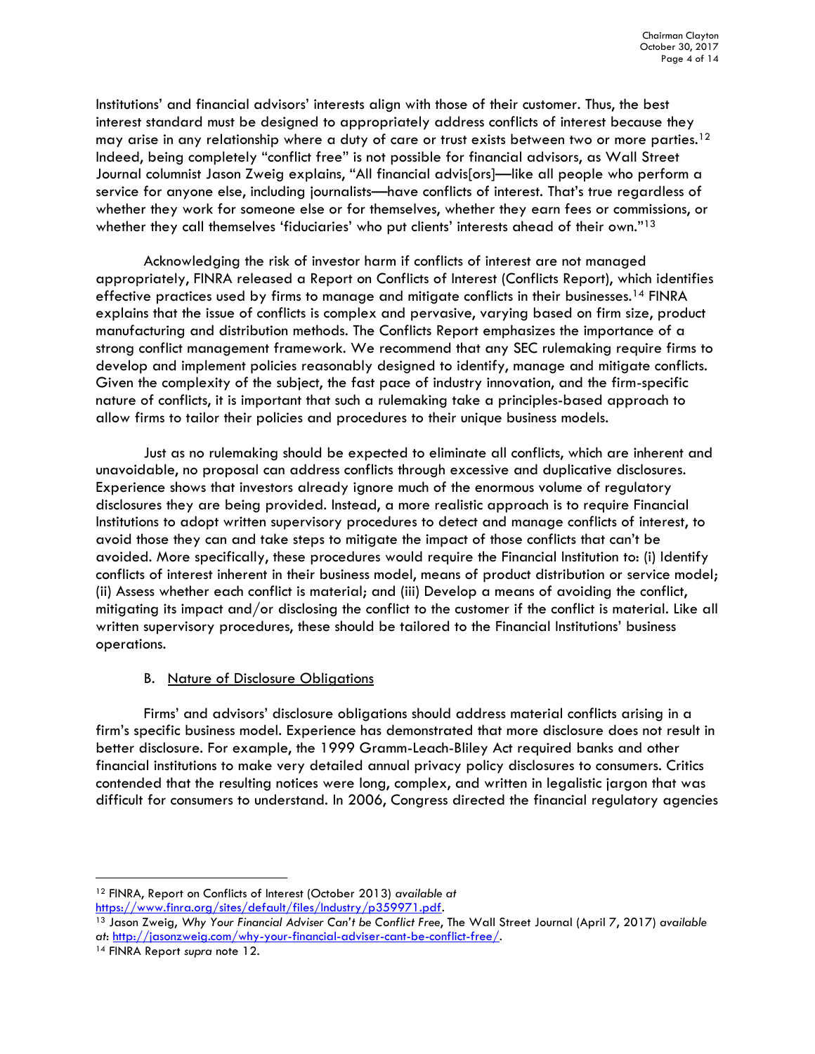Institutions' and financial advisors' interests align with those of their customer. Thus, the best interest standard must be designed to appropriately address conflicts of interest because they may arise in any relationship where a duty of care or trust exists between two or more parties.[12] Indeed, being completely "conflict free" is not possible for financial advisors, as Wall Street Journal columnist Jason Zweig explains, "All financial advis[ors]—like all people who perform a service for anyone else, including journalists—have conflicts of interest. That's true regardless of whether they work for someone else or for themselves, whether they earn fees or commissions, or whether they call themselves 'fiduciaries' who put clients' interests ahead of their own."[13]

Acknowledging the risk of investor harm if conflicts of interest are not managed appropriately, FINRA released a Report on Conflicts of Interest (Conflicts Report), which identifies effective practices used by firms to manage and mitigate conflicts in their businesses.[14] FINRA explains that the issue of conflicts is complex and pervasive, varying based on firm size, product manufacturing and distribution methods. The Conflicts Report emphasizes the importance of a strong conflict management framework. We recommend that any SEC rulemaking require firms to develop and implement policies reasonably designed to identify, manage and mitigate conflicts. Given the complexity of the subject, the fast pace of industry innovation, and the firm-specific nature of conflicts, it is important that such a rulemaking take a principles-based approach to allow firms to tailor their policies and procedures to their unique business models.

Just as no rulemaking should be expected to eliminate all conflicts, which are inherent and unavoidable, no proposal can address conflicts through excessive and duplicative disclosures. Experience shows that investors already ignore much of the enormous volume of regulatory disclosures they are being provided. Instead, a more realistic approach is to require Financial Institutions to adopt written supervisory procedures to detect and manage conflicts of interest, to avoid those they can and take steps to mitigate the impact of those conflicts that can't be avoided. More specifically, these procedures would require the Financial Institution to: (i) Identify conflicts of interest inherent in their business model, means of product distribution or service model; (ii) Assess whether each conflict is material; and (iii) Develop a means of avoiding the conflict, mitigating its impact and/or disclosing the conflict to the customer if the conflict is material. Like all written supervisory procedures, these should be tailored to the Financial Institutions' business operations.

### B. Nature of Disclosure Obligations

Firms' and advisors' disclosure obligations should address material conflicts arising in a firm's specific business model. Experience has demonstrated that more disclosure does not result in better disclosure. For example, the 1999 Gramm-Leach-Bliley Act required banks and other financial institutions to make very detailed annual privacy policy disclosures to consumers. Critics contended that the resulting notices were long, complex, and written in legalistic jargon that was difficult for consumers to understand. In 2006, Congress directed the financial regulatory agencies

---

[12] FINRA, Report on Conflicts of Interest (October 2013) *available at* https://www.finra.org/sites/default/files/Industry/p359971.pdf.

[13] Jason Zweig, *Why Your Financial Adviser Can't be Conflict Free*, The Wall Street Journal (April 7, 2017) *available at*: http://jasonzweig.com/why-your-financial-adviser-cant-be-conflict-free/.

[14] FINRA Report *supra* note 12.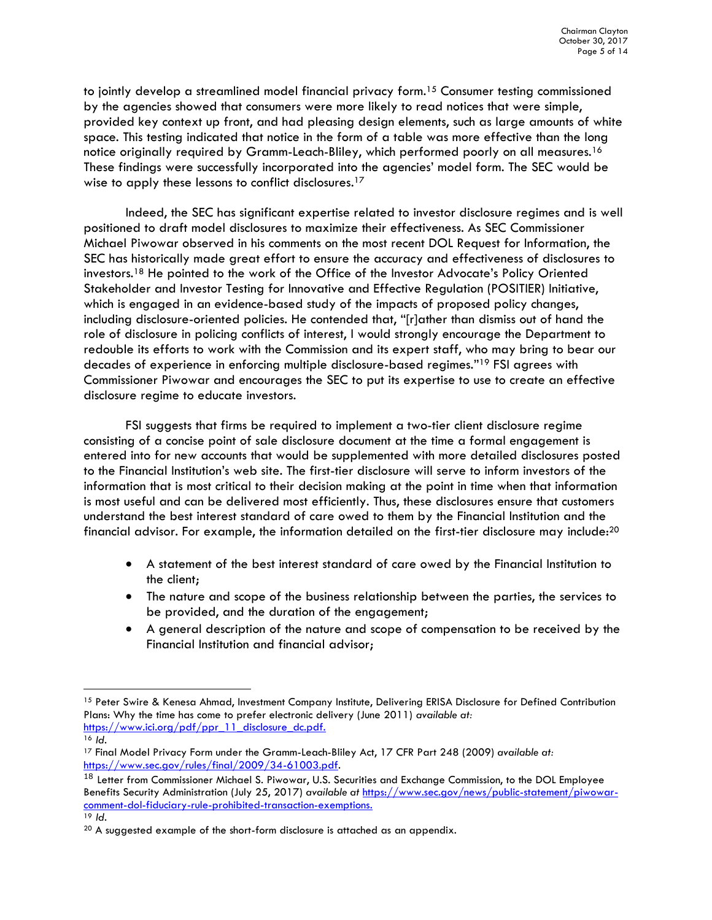to jointly develop a streamlined model financial privacy form.[15] Consumer testing commissioned by the agencies showed that consumers were more likely to read notices that were simple, provided key context up front, and had pleasing design elements, such as large amounts of white space. This testing indicated that notice in the form of a table was more effective than the long notice originally required by Gramm-Leach-Bliley, which performed poorly on all measures.[16] These findings were successfully incorporated into the agencies' model form. The SEC would be wise to apply these lessons to conflict disclosures.[17]

Indeed, the SEC has significant expertise related to investor disclosure regimes and is well positioned to draft model disclosures to maximize their effectiveness. As SEC Commissioner Michael Piwowar observed in his comments on the most recent DOL Request for Information, the SEC has historically made great effort to ensure the accuracy and effectiveness of disclosures to investors.[18] He pointed to the work of the Office of the Investor Advocate's Policy Oriented Stakeholder and Investor Testing for Innovative and Effective Regulation (POSITIER) Initiative, which is engaged in an evidence-based study of the impacts of proposed policy changes, including disclosure-oriented policies. He contended that, "[r]ather than dismiss out of hand the role of disclosure in policing conflicts of interest, I would strongly encourage the Department to redouble its efforts to work with the Commission and its expert staff, who may bring to bear our decades of experience in enforcing multiple disclosure-based regimes."[19] FSI agrees with Commissioner Piwowar and encourages the SEC to put its expertise to use to create an effective disclosure regime to educate investors.

FSI suggests that firms be required to implement a two-tier client disclosure regime consisting of a concise point of sale disclosure document at the time a formal engagement is entered into for new accounts that would be supplemented with more detailed disclosures posted to the Financial Institution's web site. The first-tier disclosure will serve to inform investors of the information that is most critical to their decision making at the point in time when that information is most useful and can be delivered most efficiently. Thus, these disclosures ensure that customers understand the best interest standard of care owed to them by the Financial Institution and the financial advisor. For example, the information detailed on the first-tier disclosure may include:[20]

- A statement of the best interest standard of care owed by the Financial Institution to the client;
- The nature and scope of the business relationship between the parties, the services to be provided, and the duration of the engagement;
- A general description of the nature and scope of compensation to be received by the Financial Institution and financial advisor;

---

[15] Peter Swire & Kenesa Ahmad, Investment Company Institute, Delivering ERISA Disclosure for Defined Contribution Plans: Why the time has come to prefer electronic delivery (June 2011) *available at:* https://www.ici.org/pdf/ppr_11_disclosure_dc.pdf.

[16] *Id.*

[17] Final Model Privacy Form under the Gramm-Leach-Bliley Act, 17 CFR Part 248 (2009) *available at:* https://www.sec.gov/rules/final/2009/34-61003.pdf.

[18] Letter from Commissioner Michael S. Piwowar, U.S. Securities and Exchange Commission, to the DOL Employee Benefits Security Administration (July 25, 2017) *available at* https://www.sec.gov/news/public-statement/piwowar-comment-dol-fiduciary-rule-prohibited-transaction-exemptions.

[19] *Id.*

[20] A suggested example of the short-form disclosure is attached as an appendix.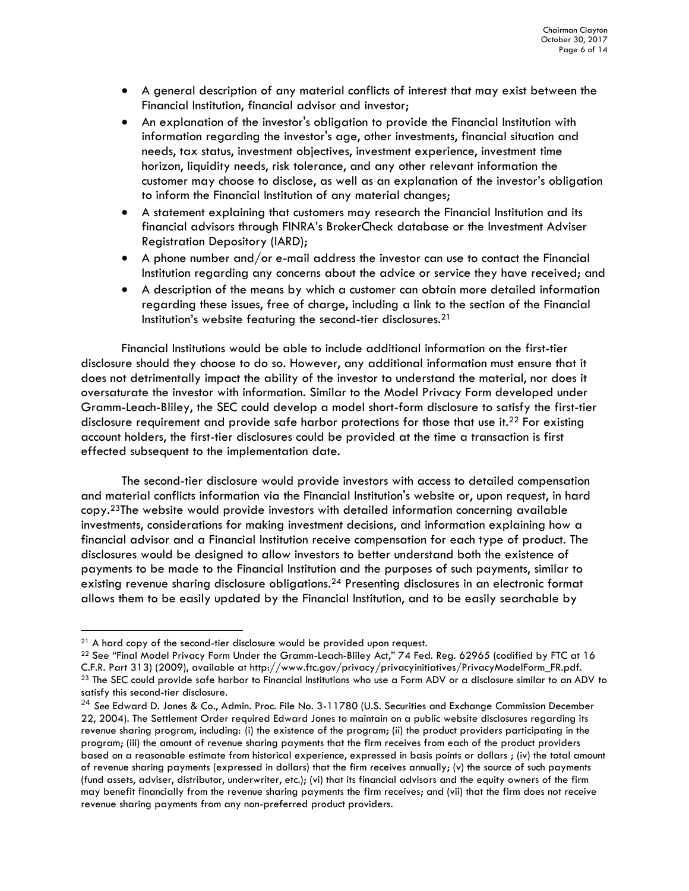- A general description of any material conflicts of interest that may exist between the Financial Institution, financial advisor and investor;
- An explanation of the investor's obligation to provide the Financial Institution with information regarding the investor's age, other investments, financial situation and needs, tax status, investment objectives, investment experience, investment time horizon, liquidity needs, risk tolerance, and any other relevant information the customer may choose to disclose, as well as an explanation of the investor's obligation to inform the Financial Institution of any material changes;
- A statement explaining that customers may research the Financial Institution and its financial advisors through FINRA's BrokerCheck database or the Investment Adviser Registration Depository (IARD);
- A phone number and/or e-mail address the investor can use to contact the Financial Institution regarding any concerns about the advice or service they have received; and
- A description of the means by which a customer can obtain more detailed information regarding these issues, free of charge, including a link to the section of the Financial Institution's website featuring the second-tier disclosures.[21]

Financial Institutions would be able to include additional information on the first-tier disclosure should they choose to do so. However, any additional information must ensure that it does not detrimentally impact the ability of the investor to understand the material, nor does it oversaturate the investor with information. Similar to the Model Privacy Form developed under Gramm-Leach-Bliley, the SEC could develop a model short-form disclosure to satisfy the first-tier disclosure requirement and provide safe harbor protections for those that use it.[22] For existing account holders, the first-tier disclosures could be provided at the time a transaction is first effected subsequent to the implementation date.

The second-tier disclosure would provide investors with access to detailed compensation and material conflicts information via the Financial Institution's website or, upon request, in hard copy.[23]The website would provide investors with detailed information concerning available investments, considerations for making investment decisions, and information explaining how a financial advisor and a Financial Institution receive compensation for each type of product. The disclosures would be designed to allow investors to better understand both the existence of payments to be made to the Financial Institution and the purposes of such payments, similar to existing revenue sharing disclosure obligations.[24] Presenting disclosures in an electronic format allows them to be easily updated by the Financial Institution, and to be easily searchable by

---

[21] A hard copy of the second-tier disclosure would be provided upon request.

[22] See "Final Model Privacy Form Under the Gramm-Leach-Bliley Act," 74 Fed. Reg. 62965 (codified by FTC at 16 C.F.R. Part 313) (2009), available at http://www.ftc.gov/privacy/privacyinitiatives/PrivacyModelForm_FR.pdf.

[23] The SEC could provide safe harbor to Financial Institutions who use a Form ADV or a disclosure similar to an ADV to satisfy this second-tier disclosure.

[24] *See* Edward D. Jones & Co., Admin. Proc. File No. 3-11780 (U.S. Securities and Exchange Commission December 22, 2004). The Settlement Order required Edward Jones to maintain on a public website disclosures regarding its revenue sharing program, including: (i) the existence of the program; (ii) the product providers participating in the program; (iii) the amount of revenue sharing payments that the firm receives from each of the product providers based on a reasonable estimate from historical experience, expressed in basis points or dollars ; (iv) the total amount of revenue sharing payments (expressed in dollars) that the firm receives annually; (v) the source of such payments (fund assets, adviser, distributor, underwriter, etc.); (vi) that its financial advisors and the equity owners of the firm may benefit financially from the revenue sharing payments the firm receives; and (vii) that the firm does not receive revenue sharing payments from any non-preferred product providers.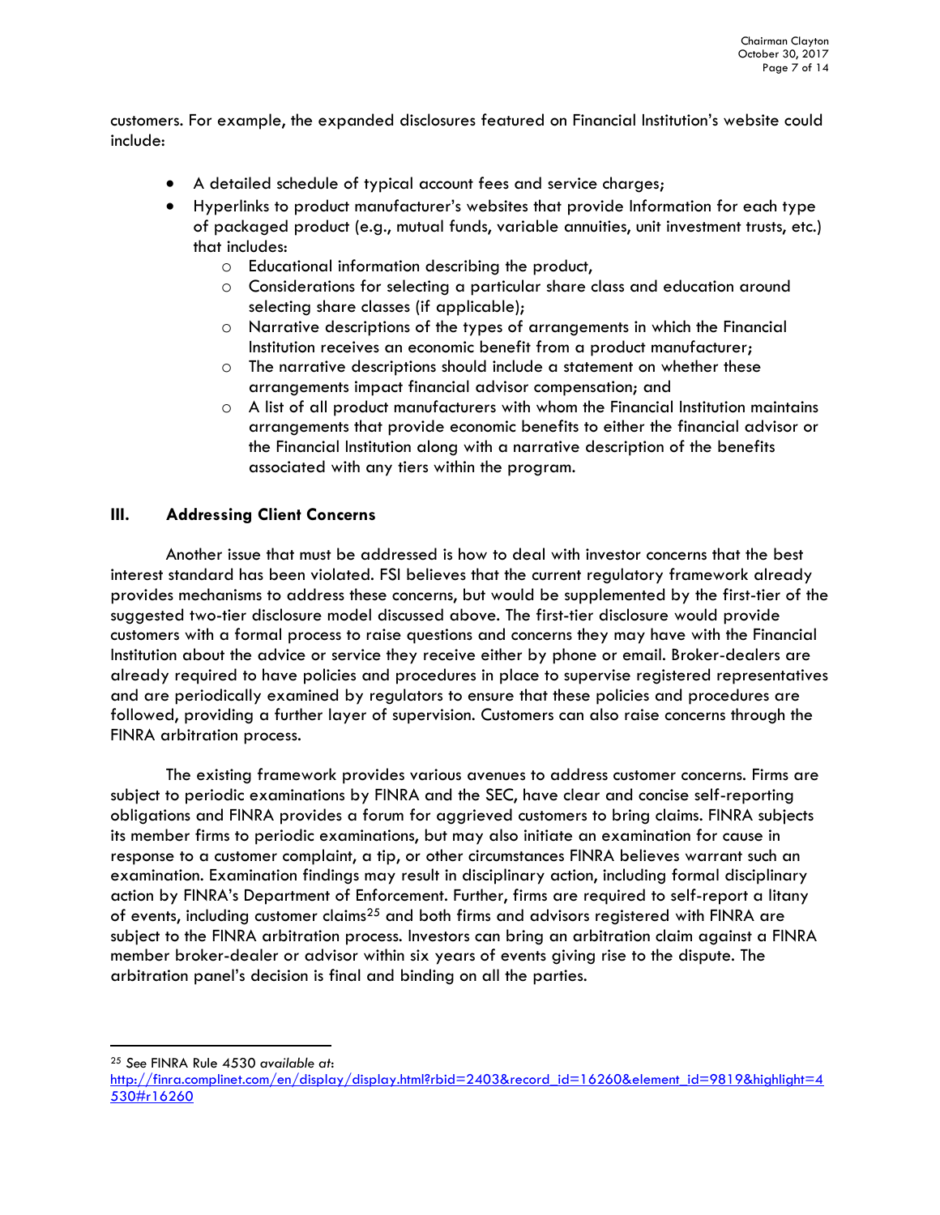customers. For example, the expanded disclosures featured on Financial Institution's website could include:

- A detailed schedule of typical account fees and service charges;
- Hyperlinks to product manufacturer's websites that provide Information for each type of packaged product (e.g., mutual funds, variable annuities, unit investment trusts, etc.) that includes:
    - Educational information describing the product,
    - Considerations for selecting a particular share class and education around selecting share classes (if applicable);
    - Narrative descriptions of the types of arrangements in which the Financial Institution receives an economic benefit from a product manufacturer;
    - The narrative descriptions should include a statement on whether these arrangements impact financial advisor compensation; and
    - A list of all product manufacturers with whom the Financial Institution maintains arrangements that provide economic benefits to either the financial advisor or the Financial Institution along with a narrative description of the benefits associated with any tiers within the program.

## III. Addressing Client Concerns

Another issue that must be addressed is how to deal with investor concerns that the best interest standard has been violated. FSI believes that the current regulatory framework already provides mechanisms to address these concerns, but would be supplemented by the first-tier of the suggested two-tier disclosure model discussed above. The first-tier disclosure would provide customers with a formal process to raise questions and concerns they may have with the Financial Institution about the advice or service they receive either by phone or email. Broker-dealers are already required to have policies and procedures in place to supervise registered representatives and are periodically examined by regulators to ensure that these policies and procedures are followed, providing a further layer of supervision. Customers can also raise concerns through the FINRA arbitration process.

The existing framework provides various avenues to address customer concerns. Firms are subject to periodic examinations by FINRA and the SEC, have clear and concise self-reporting obligations and FINRA provides a forum for aggrieved customers to bring claims. FINRA subjects its member firms to periodic examinations, but may also initiate an examination for cause in response to a customer complaint, a tip, or other circumstances FINRA believes warrant such an examination. Examination findings may result in disciplinary action, including formal disciplinary action by FINRA's Department of Enforcement. Further, firms are required to self-report a litany of events, including customer claims[25] and both firms and advisors registered with FINRA are subject to the FINRA arbitration process. Investors can bring an arbitration claim against a FINRA member broker-dealer or advisor within six years of events giving rise to the dispute. The arbitration panel's decision is final and binding on all the parties.

---

[25] *See* FINRA Rule 4530 *available at*: http://finra.complinet.com/en/display/display.html?rbid=2403&record_id=16260&element_id=9819&highlight=4530#r16260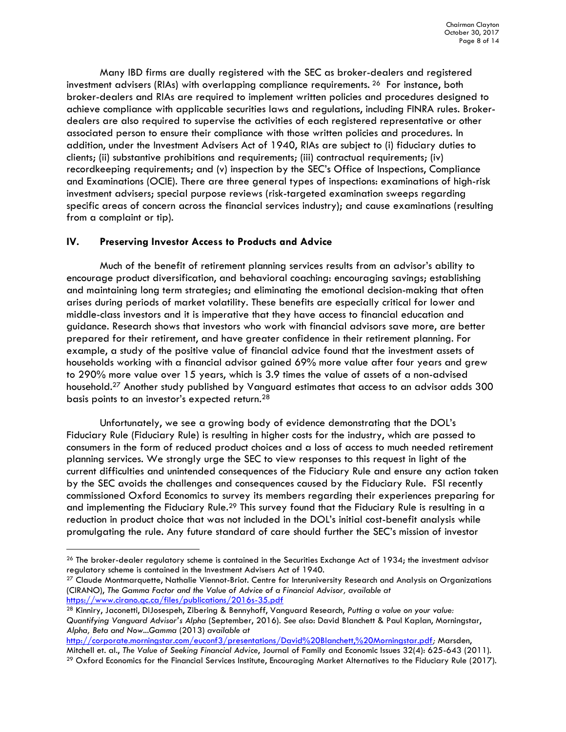Many IBD firms are dually registered with the SEC as broker-dealers and registered investment advisers (RIAs) with overlapping compliance requirements. [26] For instance, both broker-dealers and RIAs are required to implement written policies and procedures designed to achieve compliance with applicable securities laws and regulations, including FINRA rules. Broker-dealers are also required to supervise the activities of each registered representative or other associated person to ensure their compliance with those written policies and procedures. In addition, under the Investment Advisers Act of 1940, RIAs are subject to (i) fiduciary duties to clients; (ii) substantive prohibitions and requirements; (iii) contractual requirements; (iv) recordkeeping requirements; and (v) inspection by the SEC's Office of Inspections, Compliance and Examinations (OCIE). There are three general types of inspections: examinations of high-risk investment advisers; special purpose reviews (risk-targeted examination sweeps regarding specific areas of concern across the financial services industry); and cause examinations (resulting from a complaint or tip).

## IV. Preserving Investor Access to Products and Advice

Much of the benefit of retirement planning services results from an advisor's ability to encourage product diversification, and behavioral coaching: encouraging savings; establishing and maintaining long term strategies; and eliminating the emotional decision-making that often arises during periods of market volatility. These benefits are especially critical for lower and middle-class investors and it is imperative that they have access to financial education and guidance. Research shows that investors who work with financial advisors save more, are better prepared for their retirement, and have greater confidence in their retirement planning. For example, a study of the positive value of financial advice found that the investment assets of households working with a financial advisor gained 69% more value after four years and grew to 290% more value over 15 years, which is 3.9 times the value of assets of a non-advised household.[27] Another study published by Vanguard estimates that access to an advisor adds 300 basis points to an investor's expected return.[28]

Unfortunately, we see a growing body of evidence demonstrating that the DOL's Fiduciary Rule (Fiduciary Rule) is resulting in higher costs for the industry, which are passed to consumers in the form of reduced product choices and a loss of access to much needed retirement planning services. We strongly urge the SEC to view responses to this request in light of the current difficulties and unintended consequences of the Fiduciary Rule and ensure any action taken by the SEC avoids the challenges and consequences caused by the Fiduciary Rule. FSI recently commissioned Oxford Economics to survey its members regarding their experiences preparing for and implementing the Fiduciary Rule.[29] This survey found that the Fiduciary Rule is resulting in a reduction in product choice that was not included in the DOL's initial cost-benefit analysis while promulgating the rule. Any future standard of care should further the SEC's mission of investor

---

[26] The broker-dealer regulatory scheme is contained in the Securities Exchange Act of 1934; the investment advisor regulatory scheme is contained in the Investment Advisers Act of 1940.

[27] Claude Montmarquette, Nathalie Viennot-Briot. Centre for Interuniversity Research and Analysis on Organizations (CIRANO), *The Gamma Factor and the Value of Advice of a Financial Advisor, available at* https://www.cirano.qc.ca/files/publications/2016s-35.pdf

[28] Kinniry, Jaconetti, DiJosespeh, Zibering & Bennyhoff, Vanguard Research, *Putting a value on your value: Quantifying Vanguard Advisor's Alpha* (September, 2016). *See also*: David Blanchett & Paul Kaplan, Morningstar, *Alpha, Beta and Now...Gamma* (2013) *available at* http://corporate.morningstar.com/euconf3/presentations/David%20Blanchett,%20Morningstar.pdf; Marsden, Mitchell et. al., *The Value of Seeking Financial Advice*, Journal of Family and Economic Issues 32(4): 625-643 (2011).

[29] Oxford Economics for the Financial Services Institute, Encouraging Market Alternatives to the Fiduciary Rule (2017).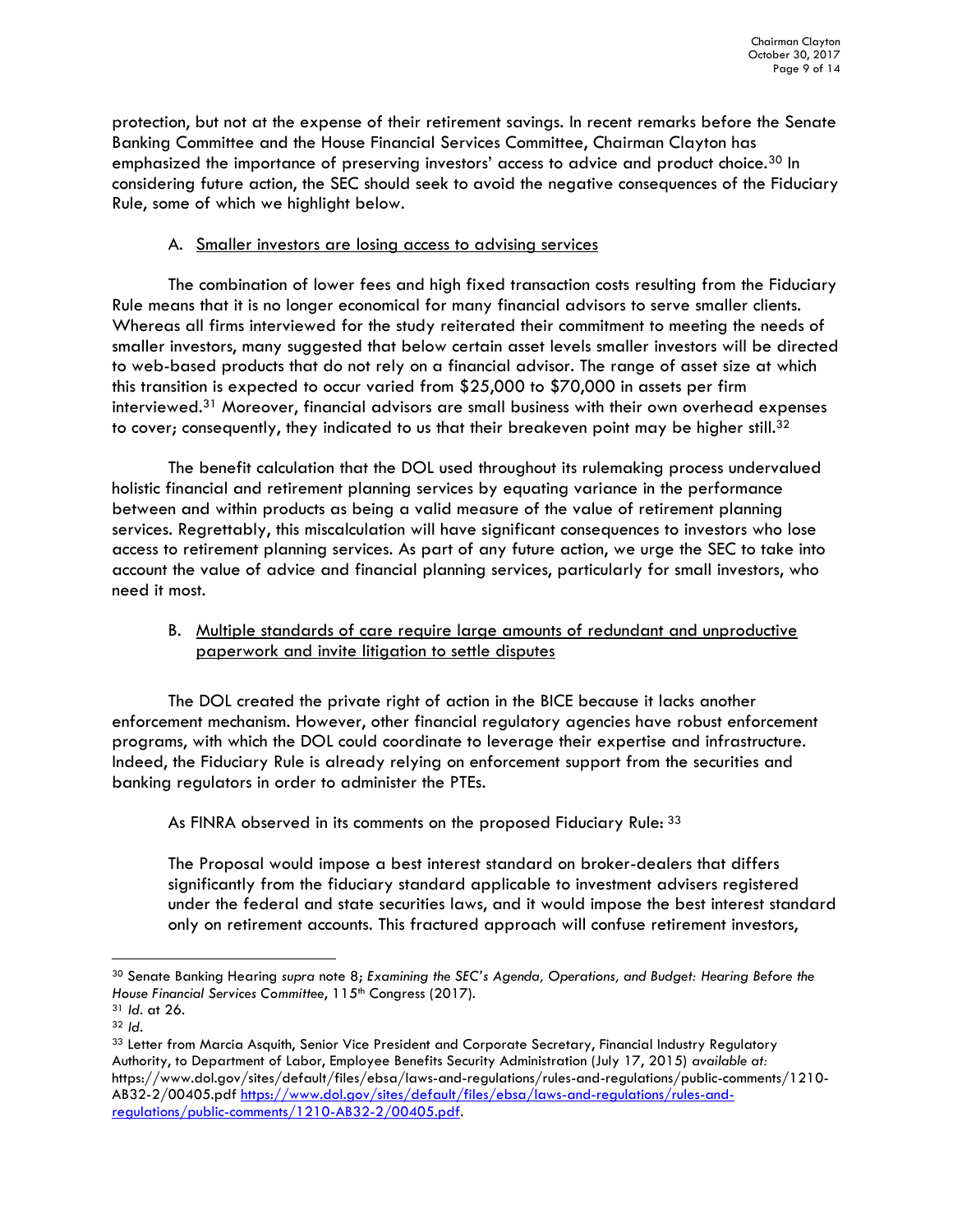protection, but not at the expense of their retirement savings. In recent remarks before the Senate Banking Committee and the House Financial Services Committee, Chairman Clayton has emphasized the importance of preserving investors' access to advice and product choice.[30] In considering future action, the SEC should seek to avoid the negative consequences of the Fiduciary Rule, some of which we highlight below.

### A. Smaller investors are losing access to advising services

The combination of lower fees and high fixed transaction costs resulting from the Fiduciary Rule means that it is no longer economical for many financial advisors to serve smaller clients. Whereas all firms interviewed for the study reiterated their commitment to meeting the needs of smaller investors, many suggested that below certain asset levels smaller investors will be directed to web-based products that do not rely on a financial advisor. The range of asset size at which this transition is expected to occur varied from $25,000 to $70,000 in assets per firm interviewed.[31] Moreover, financial advisors are small business with their own overhead expenses to cover; consequently, they indicated to us that their breakeven point may be higher still.[32]

The benefit calculation that the DOL used throughout its rulemaking process undervalued holistic financial and retirement planning services by equating variance in the performance between and within products as being a valid measure of the value of retirement planning services. Regrettably, this miscalculation will have significant consequences to investors who lose access to retirement planning services. As part of any future action, we urge the SEC to take into account the value of advice and financial planning services, particularly for small investors, who need it most.

### B. Multiple standards of care require large amounts of redundant and unproductive paperwork and invite litigation to settle disputes

The DOL created the private right of action in the BICE because it lacks another enforcement mechanism. However, other financial regulatory agencies have robust enforcement programs, with which the DOL could coordinate to leverage their expertise and infrastructure. Indeed, the Fiduciary Rule is already relying on enforcement support from the securities and banking regulators in order to administer the PTEs.

As FINRA observed in its comments on the proposed Fiduciary Rule: [33]

> The Proposal would impose a best interest standard on broker-dealers that differs significantly from the fiduciary standard applicable to investment advisers registered under the federal and state securities laws, and it would impose the best interest standard only on retirement accounts. This fractured approach will confuse retirement investors,

---

[30] Senate Banking Hearing *supra* note 8; *Examining the SEC's Agenda, Operations, and Budget: Hearing Before the House Financial Services Committee*, 115th Congress (2017).

[31] *Id.* at 26.

[32] *Id.*

[33] Letter from Marcia Asquith, Senior Vice President and Corporate Secretary, Financial Industry Regulatory Authority, to Department of Labor, Employee Benefits Security Administration (July 17, 2015) *available at:* https://www.dol.gov/sites/default/files/ebsa/laws-and-regulations/rules-and-regulations/public-comments/1210-AB32-2/00405.pdf https://www.dol.gov/sites/default/files/ebsa/laws-and-regulations/rules-and-regulations/public-comments/1210-AB32-2/00405.pdf.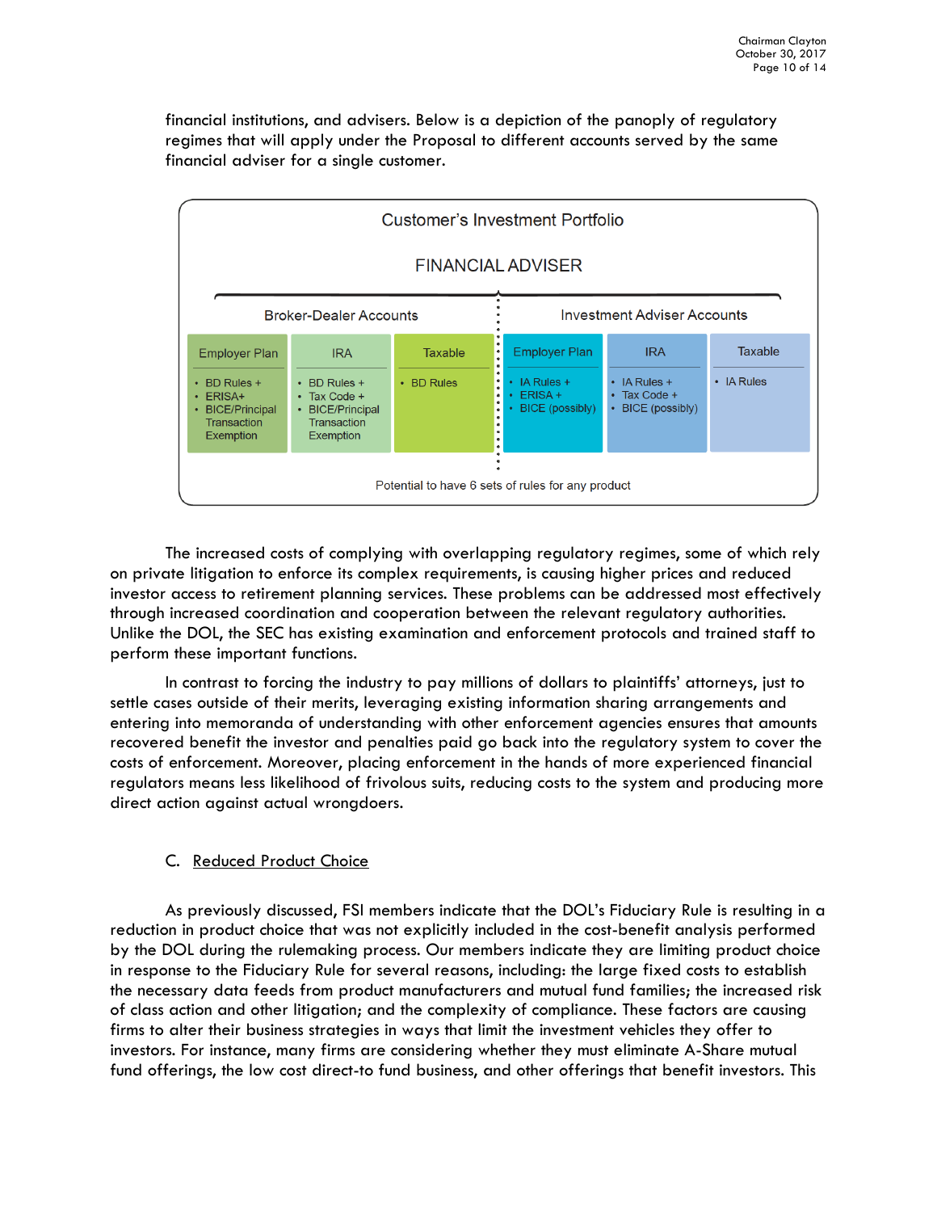financial institutions, and advisers. Below is a depiction of the panoply of regulatory regimes that will apply under the Proposal to different accounts served by the same financial adviser for a single customer.

**Customer's Investment Portfolio**

**FINANCIAL ADVISER**

| Broker-Dealer Accounts | | | Investment Adviser Accounts | | |
|---|---|---|---|---|---|
| Employer Plan | IRA | Taxable | Employer Plan | IRA | Taxable |
| • BD Rules + <br>• ERISA+ <br>• BICE/Principal Transaction Exemption | • BD Rules + <br>• Tax Code + <br>• BICE/Principal Transaction Exemption | • BD Rules | • IA Rules + <br>• ERISA + <br>• BICE (possibly) | • IA Rules + <br>• Tax Code + <br>• BICE (possibly) | • IA Rules |

Potential to have 6 sets of rules for any product

The increased costs of complying with overlapping regulatory regimes, some of which rely on private litigation to enforce its complex requirements, is causing higher prices and reduced investor access to retirement planning services. These problems can be addressed most effectively through increased coordination and cooperation between the relevant regulatory authorities. Unlike the DOL, the SEC has existing examination and enforcement protocols and trained staff to perform these important functions.

In contrast to forcing the industry to pay millions of dollars to plaintiffs' attorneys, just to settle cases outside of their merits, leveraging existing information sharing arrangements and entering into memoranda of understanding with other enforcement agencies ensures that amounts recovered benefit the investor and penalties paid go back into the regulatory system to cover the costs of enforcement. Moreover, placing enforcement in the hands of more experienced financial regulators means less likelihood of frivolous suits, reducing costs to the system and producing more direct action against actual wrongdoers.

### C. Reduced Product Choice

As previously discussed, FSI members indicate that the DOL's Fiduciary Rule is resulting in a reduction in product choice that was not explicitly included in the cost-benefit analysis performed by the DOL during the rulemaking process. Our members indicate they are limiting product choice in response to the Fiduciary Rule for several reasons, including: the large fixed costs to establish the necessary data feeds from product manufacturers and mutual fund families; the increased risk of class action and other litigation; and the complexity of compliance. These factors are causing firms to alter their business strategies in ways that limit the investment vehicles they offer to investors. For instance, many firms are considering whether they must eliminate A-Share mutual fund offerings, the low cost direct-to fund business, and other offerings that benefit investors. This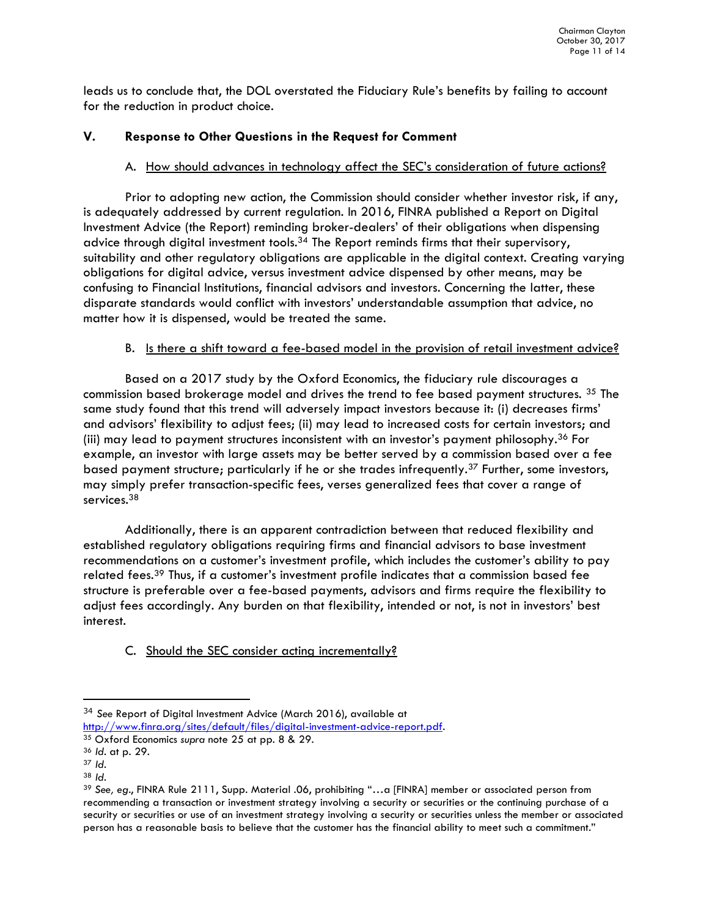leads us to conclude that, the DOL overstated the Fiduciary Rule's benefits by failing to account for the reduction in product choice.

## V. Response to Other Questions in the Request for Comment

### A. <u>How should advances in technology affect the SEC's consideration of future actions?</u>

Prior to adopting new action, the Commission should consider whether investor risk, if any, is adequately addressed by current regulation. In 2016, FINRA published a Report on Digital Investment Advice (the Report) reminding broker-dealers' of their obligations when dispensing advice through digital investment tools.[34] The Report reminds firms that their supervisory, suitability and other regulatory obligations are applicable in the digital context. Creating varying obligations for digital advice, versus investment advice dispensed by other means, may be confusing to Financial Institutions, financial advisors and investors. Concerning the latter, these disparate standards would conflict with investors' understandable assumption that advice, no matter how it is dispensed, would be treated the same.

### B. <u>Is there a shift toward a fee-based model in the provision of retail investment advice?</u>

Based on a 2017 study by the Oxford Economics, the fiduciary rule discourages a commission based brokerage model and drives the trend to fee based payment structures. [35] The same study found that this trend will adversely impact investors because it: (i) decreases firms' and advisors' flexibility to adjust fees; (ii) may lead to increased costs for certain investors; and (iii) may lead to payment structures inconsistent with an investor's payment philosophy.[36] For example, an investor with large assets may be better served by a commission based over a fee based payment structure; particularly if he or she trades infrequently.[37] Further, some investors, may simply prefer transaction-specific fees, verses generalized fees that cover a range of services.[38]

Additionally, there is an apparent contradiction between that reduced flexibility and established regulatory obligations requiring firms and financial advisors to base investment recommendations on a customer's investment profile, which includes the customer's ability to pay related fees.[39] Thus, if a customer's investment profile indicates that a commission based fee structure is preferable over a fee-based payments, advisors and firms require the flexibility to adjust fees accordingly. Any burden on that flexibility, intended or not, is not in investors' best interest.

### C. <u>Should the SEC consider acting incrementally?</u>

---

[34] *See* Report of Digital Investment Advice (March 2016), available at http://www.finra.org/sites/default/files/digital-investment-advice-report.pdf.

[35] Oxford Economics *supra* note 25 at pp. 8 & 29.

[36] *Id*. at p. 29.

[37] *Id*.

[38] *Id*.

[39] *See, eg*., FINRA Rule 2111, Supp. Material .06, prohibiting "…a [FINRA] member or associated person from recommending a transaction or investment strategy involving a security or securities or the continuing purchase of a security or securities or use of an investment strategy involving a security or securities unless the member or associated person has a reasonable basis to believe that the customer has the financial ability to meet such a commitment."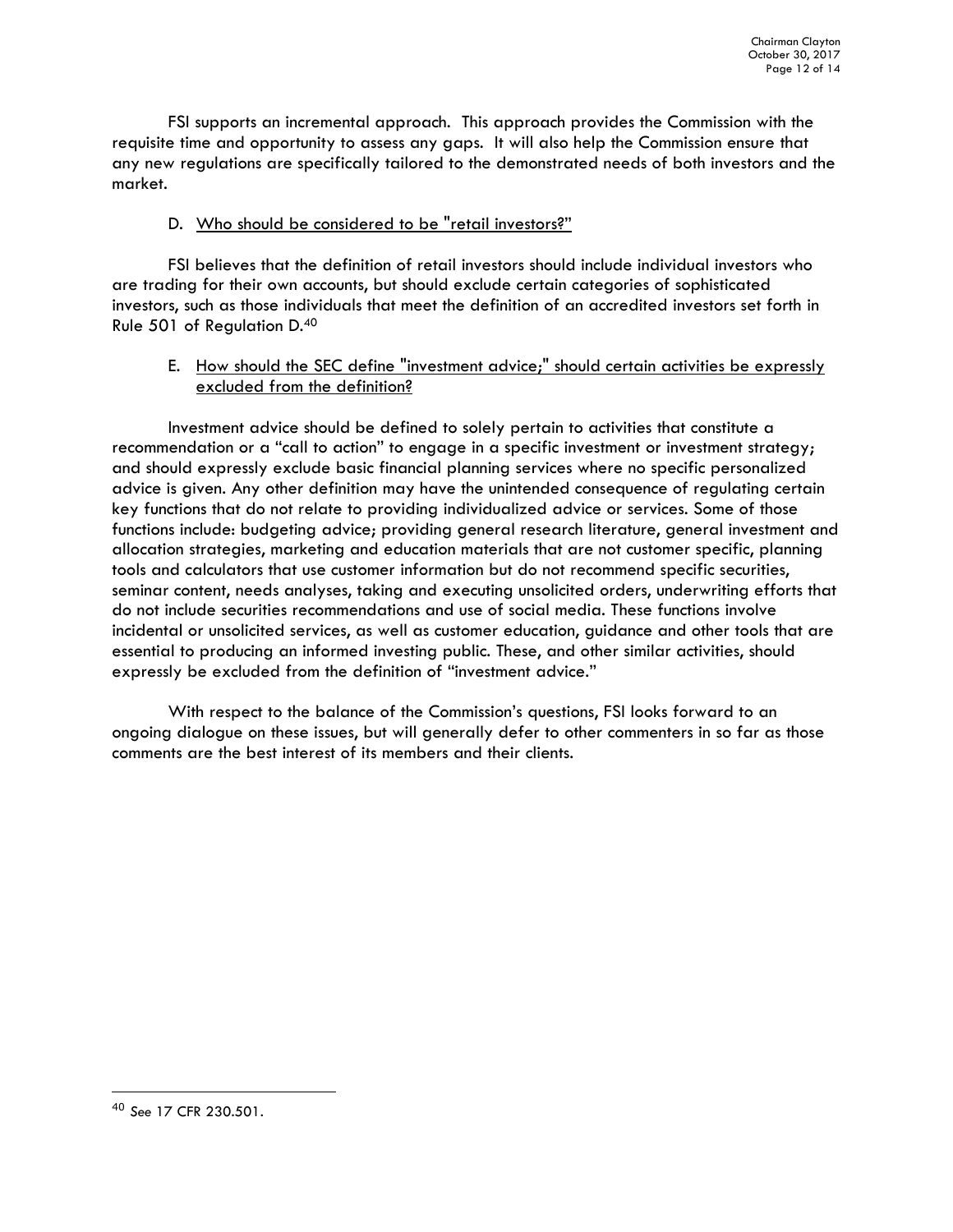FSI supports an incremental approach. This approach provides the Commission with the requisite time and opportunity to assess any gaps. It will also help the Commission ensure that any new regulations are specifically tailored to the demonstrated needs of both investors and the market.

D. <u>Who should be considered to be "retail investors?"</u>

FSI believes that the definition of retail investors should include individual investors who are trading for their own accounts, but should exclude certain categories of sophisticated investors, such as those individuals that meet the definition of an accredited investors set forth in Rule 501 of Regulation D.[40]

E. <u>How should the SEC define "investment advice;" should certain activities be expressly excluded from the definition?</u>

Investment advice should be defined to solely pertain to activities that constitute a recommendation or a "call to action" to engage in a specific investment or investment strategy; and should expressly exclude basic financial planning services where no specific personalized advice is given. Any other definition may have the unintended consequence of regulating certain key functions that do not relate to providing individualized advice or services. Some of those functions include: budgeting advice; providing general research literature, general investment and allocation strategies, marketing and education materials that are not customer specific, planning tools and calculators that use customer information but do not recommend specific securities, seminar content, needs analyses, taking and executing unsolicited orders, underwriting efforts that do not include securities recommendations and use of social media. These functions involve incidental or unsolicited services, as well as customer education, guidance and other tools that are essential to producing an informed investing public. These, and other similar activities, should expressly be excluded from the definition of "investment advice."

With respect to the balance of the Commission's questions, FSI looks forward to an ongoing dialogue on these issues, but will generally defer to other commenters in so far as those comments are the best interest of its members and their clients.

---

[40] *See* 17 CFR 230.501.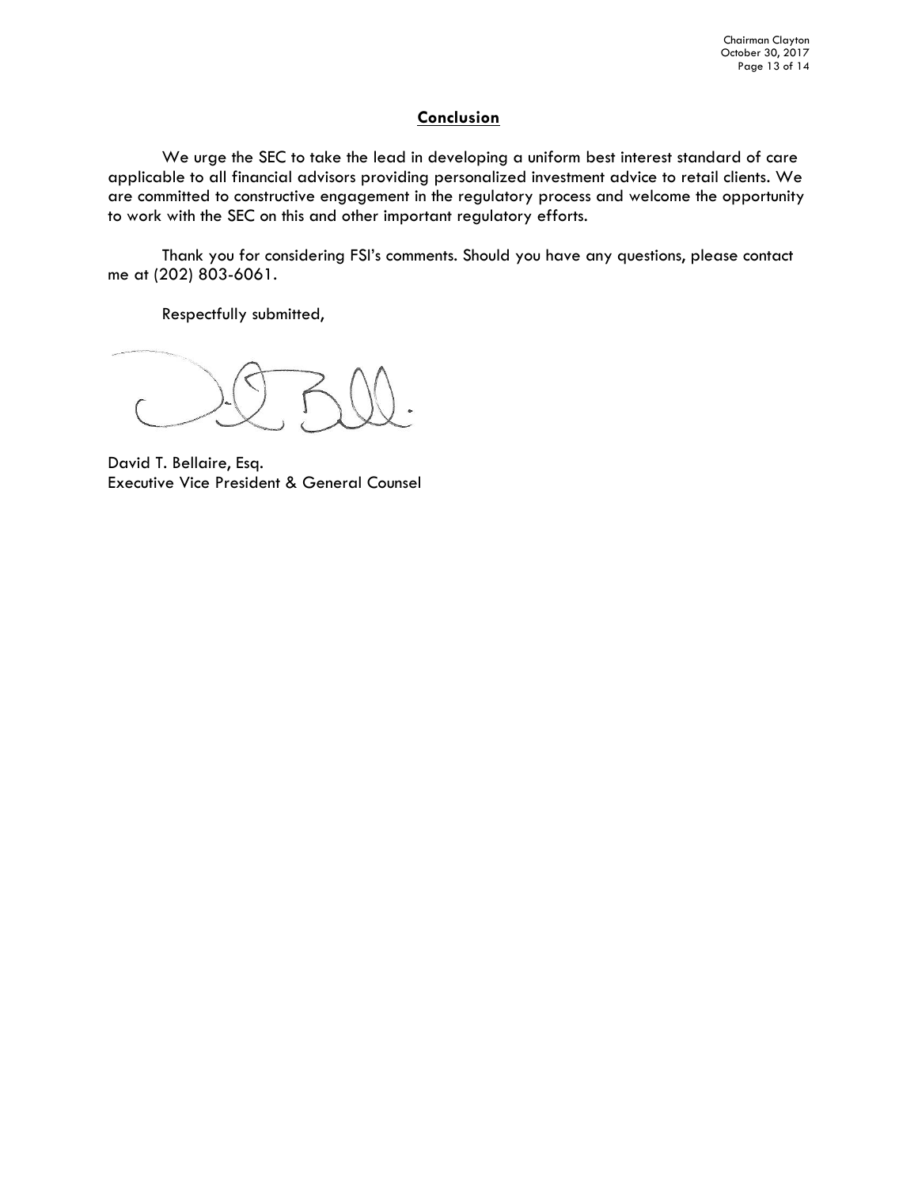## Conclusion

We urge the SEC to take the lead in developing a uniform best interest standard of care applicable to all financial advisors providing personalized investment advice to retail clients. We are committed to constructive engagement in the regulatory process and welcome the opportunity to work with the SEC on this and other important regulatory efforts.

Thank you for considering FSI's comments. Should you have any questions, please contact me at (202) 803-6061.

Respectfully submitted,

David T. Bellaire, Esq.
Executive Vice President & General Counsel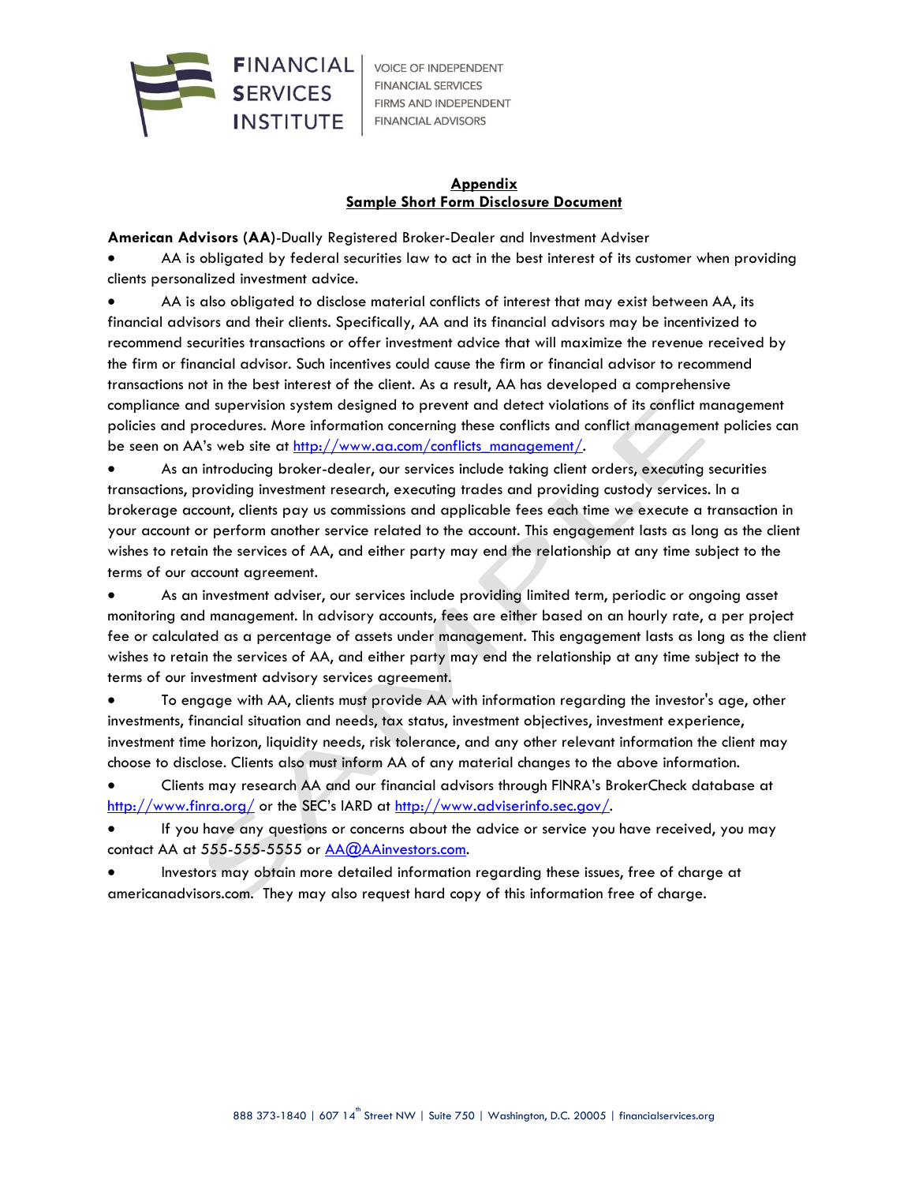**Appendix**
**Sample Short Form Disclosure Document**

**American Advisors (AA)**-Dually Registered Broker-Dealer and Investment Adviser

- AA is obligated by federal securities law to act in the best interest of its customer when providing clients personalized investment advice.
- AA is also obligated to disclose material conflicts of interest that may exist between AA, its financial advisors and their clients. Specifically, AA and its financial advisors may be incentivized to recommend securities transactions or offer investment advice that will maximize the revenue received by the firm or financial advisor. Such incentives could cause the firm or financial advisor to recommend transactions not in the best interest of the client. As a result, AA has developed a comprehensive compliance and supervision system designed to prevent and detect violations of its conflict management policies and procedures. More information concerning these conflicts and conflict management policies can be seen on AA's web site at http://www.aa.com/conflicts_management/.
- As an introducing broker-dealer, our services include taking client orders, executing securities transactions, providing investment research, executing trades and providing custody services. In a brokerage account, clients pay us commissions and applicable fees each time we execute a transaction in your account or perform another service related to the account. This engagement lasts as long as the client wishes to retain the services of AA, and either party may end the relationship at any time subject to the terms of our account agreement.
- As an investment adviser, our services include providing limited term, periodic or ongoing asset monitoring and management. In advisory accounts, fees are either based on an hourly rate, a per project fee or calculated as a percentage of assets under management. This engagement lasts as long as the client wishes to retain the services of AA, and either party may end the relationship at any time subject to the terms of our investment advisory services agreement.
- To engage with AA, clients must provide AA with information regarding the investor's age, other investments, financial situation and needs, tax status, investment objectives, investment experience, investment time horizon, liquidity needs, risk tolerance, and any other relevant information the client may choose to disclose. Clients also must inform AA of any material changes to the above information.
- Clients may research AA and our financial advisors through FINRA's BrokerCheck database at http://www.finra.org/ or the SEC's IARD at http://www.adviserinfo.sec.gov/.
- If you have any questions or concerns about the advice or service you have received, you may contact AA at 555-555-5555 or AA@AAinvestors.com.
- Investors may obtain more detailed information regarding these issues, free of charge at americanadvisors.com. They may also request hard copy of this information free of charge.